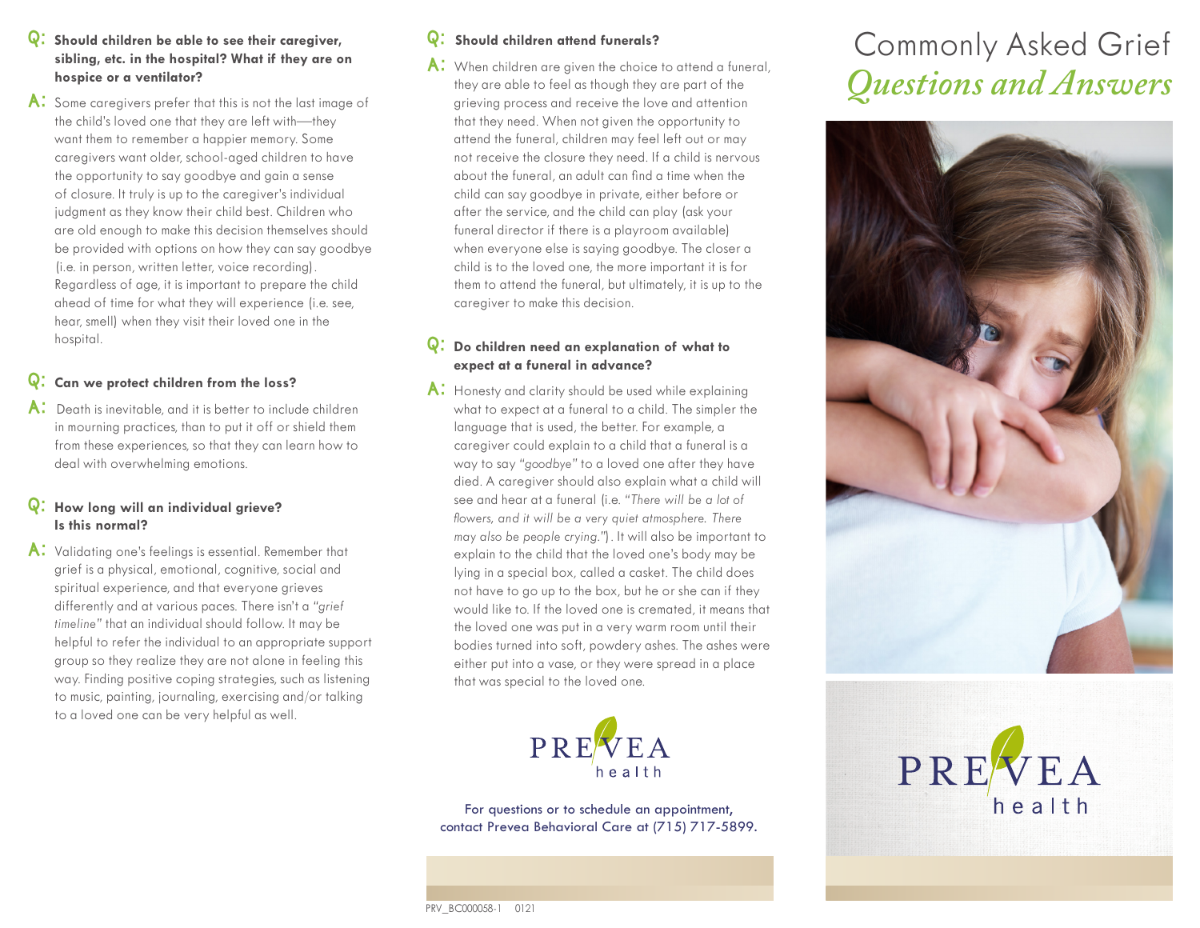**Q: Should children be able to see their caregiver, sibling, etc. in the hospital? What if they are on hospice or a ventilator?**

**A:** Some caregivers prefer that this is not the last image of the child's loved one that they are left with—they want them to remember a happier memory. Some caregivers want older, school-aged children to have the opportunity to say goodbye and gain a sense of closure. It truly is up to the caregiver's individual judgment as they know their child best. Children who are old enough to make this decision themselves should be provided with options on how they can say goodbye (i.e. in person, written letter, voice recording). Regardless of age, it is important to prepare the child ahead of time for what they will experience (i.e. see, hear, smell) when they visit their loved one in the hospital.

**Q: Can we protect children from the loss?**

**A:** Death is inevitable, and it is better to include children in mourning practices, than to put it off or shield them from these experiences, so that they can learn how to deal with overwhelming emotions.

**Q: How long will an individual grieve? Is this normal?**

**A:** Validating one's feelings is essential. Remember that grief is a physical, emotional, cognitive, social and spiritual experience, and that everyone grieves differently and at various paces. There isn't a *"grief timeline"* that an individual should follow. It may be helpful to refer the individual to an appropriate support group so they realize they are not alone in feeling this way. Finding positive coping strategies, such as listening to music, painting, journaling, exercising and/or talking to a loved one can be very helpful as well.

**Q: Should children attend funerals?**

**A:** When children are given the choice to attend a funeral, they are able to feel as though they are part of the grieving process and receive the love and attention that they need. When not given the opportunity to attend the funeral, children may feel left out or may not receive the closure they need. If a child is nervous about the funeral, an adult can find a time when the child can say goodbye in private, either before or after the service, and the child can play (ask your funeral director if there is a playroom available) when everyone else is saying goodbye. The closer a child is to the loved one, the more important it is for them to attend the funeral, but ultimately, it is up to the caregiver to make this decision.

**Q: Do children need an explanation of what to expect at a funeral in advance?**

**A:** Honesty and clarity should be used while explaining what to expect at a funeral to a child. The simpler the language that is used, the better. For example, a caregiver could explain to a child that a funeral is a way to say *"goodbye"* to a loved one after they have died. A caregiver should also explain what a child will see and hear at a funeral (i.e. *"There will be a lot of flowers, and it will be a very quiet atmosphere. There may also be people crying."*). It will also be important to explain to the child that the loved one's body may be lying in a special box, called a casket. The child does not have to go up to the box, but he or she can if they would like to. If the loved one is cremated, it means that the loved one was put in a very warm room until their bodies turned into soft, powdery ashes. The ashes were either put into a vase, or they were spread in a place that was special to the loved one.

PREVEA health

For questions or to schedule an appointment, contact Prevea Behavioral Care at (715) 717-5899.

PRV_BC000058-1 0121

# Commonly Asked Grief *Questions and Answers*

PREVEA health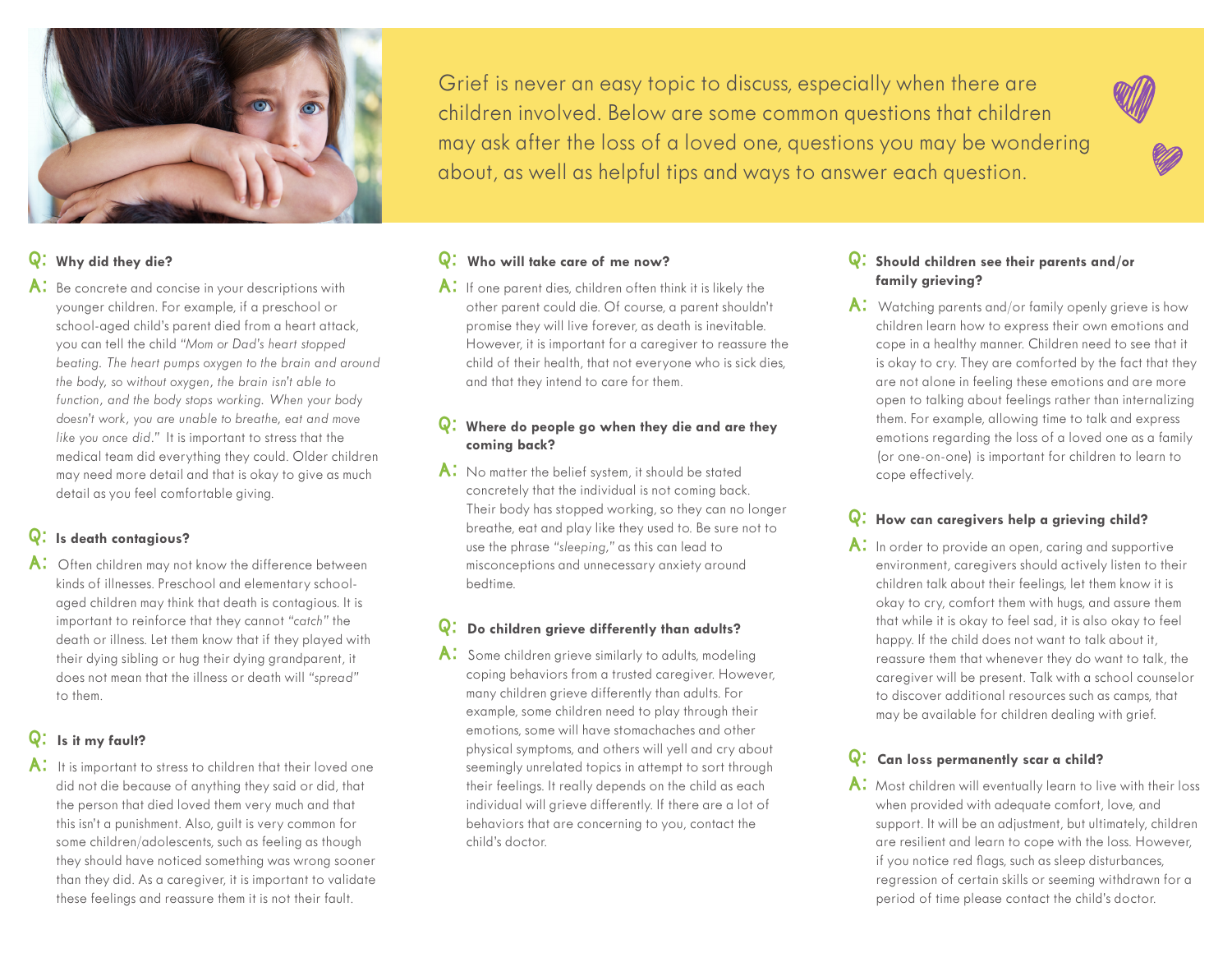Grief is never an easy topic to discuss, especially when there are children involved. Below are some common questions that children may ask after the loss of a loved one, questions you may be wondering about, as well as helpful tips and ways to answer each question.

**Q: Why did they die?**

**A:** Be concrete and concise in your descriptions with younger children. For example, if a preschool or school-aged child's parent died from a heart attack, you can tell the child *"Mom or Dad's heart stopped beating. The heart pumps oxygen to the brain and around the body, so without oxygen, the brain isn't able to function, and the body stops working. When your body doesn't work, you are unable to breathe, eat and move like you once did."* It is important to stress that the medical team did everything they could. Older children may need more detail and that is okay to give as much detail as you feel comfortable giving.

**Q: Is death contagious?**

**A:** Often children may not know the difference between kinds of illnesses. Preschool and elementary school-aged children may think that death is contagious. It is important to reinforce that they cannot *"catch"* the death or illness. Let them know that if they played with their dying sibling or hug their dying grandparent, it does not mean that the illness or death will *"spread"* to them.

**Q: Is it my fault?**

**A:** It is important to stress to children that their loved one did not die because of anything they said or did, that the person that died loved them very much and that this isn't a punishment. Also, guilt is very common for some children/adolescents, such as feeling as though they should have noticed something was wrong sooner than they did. As a caregiver, it is important to validate these feelings and reassure them it is not their fault.

**Q: Who will take care of me now?**

**A:** If one parent dies, children often think it is likely the other parent could die. Of course, a parent shouldn't promise they will live forever, as death is inevitable. However, it is important for a caregiver to reassure the child of their health, that not everyone who is sick dies, and that they intend to care for them.

**Q: Where do people go when they die and are they coming back?**

**A:** No matter the belief system, it should be stated concretely that the individual is not coming back. Their body has stopped working, so they can no longer breathe, eat and play like they used to. Be sure not to use the phrase "*sleeping*," as this can lead to misconceptions and unnecessary anxiety around bedtime.

**Q: Do children grieve differently than adults?**

**A:** Some children grieve similarly to adults, modeling coping behaviors from a trusted caregiver. However, many children grieve differently than adults. For example, some children need to play through their emotions, some will have stomachaches and other physical symptoms, and others will yell and cry about seemingly unrelated topics in attempt to sort through their feelings. It really depends on the child as each individual will grieve differently. If there are a lot of behaviors that are concerning to you, contact the child's doctor.

**Q: Should children see their parents and/or family grieving?**

**A:** Watching parents and/or family openly grieve is how children learn how to express their own emotions and cope in a healthy manner. Children need to see that it is okay to cry. They are comforted by the fact that they are not alone in feeling these emotions and are more open to talking about feelings rather than internalizing them. For example, allowing time to talk and express emotions regarding the loss of a loved one as a family (or one-on-one) is important for children to learn to cope effectively.

**Q: How can caregivers help a grieving child?**

**A:** In order to provide an open, caring and supportive environment, caregivers should actively listen to their children talk about their feelings, let them know it is okay to cry, comfort them with hugs, and assure them that while it is okay to feel sad, it is also okay to feel happy. If the child does not want to talk about it, reassure them that whenever they do want to talk, the caregiver will be present. Talk with a school counselor to discover additional resources such as camps, that may be available for children dealing with grief.

**Q: Can loss permanently scar a child?**

**A:** Most children will eventually learn to live with their loss when provided with adequate comfort, love, and support. It will be an adjustment, but ultimately, children are resilient and learn to cope with the loss. However, if you notice red flags, such as sleep disturbances, regression of certain skills or seeming withdrawn for a period of time please contact the child's doctor.